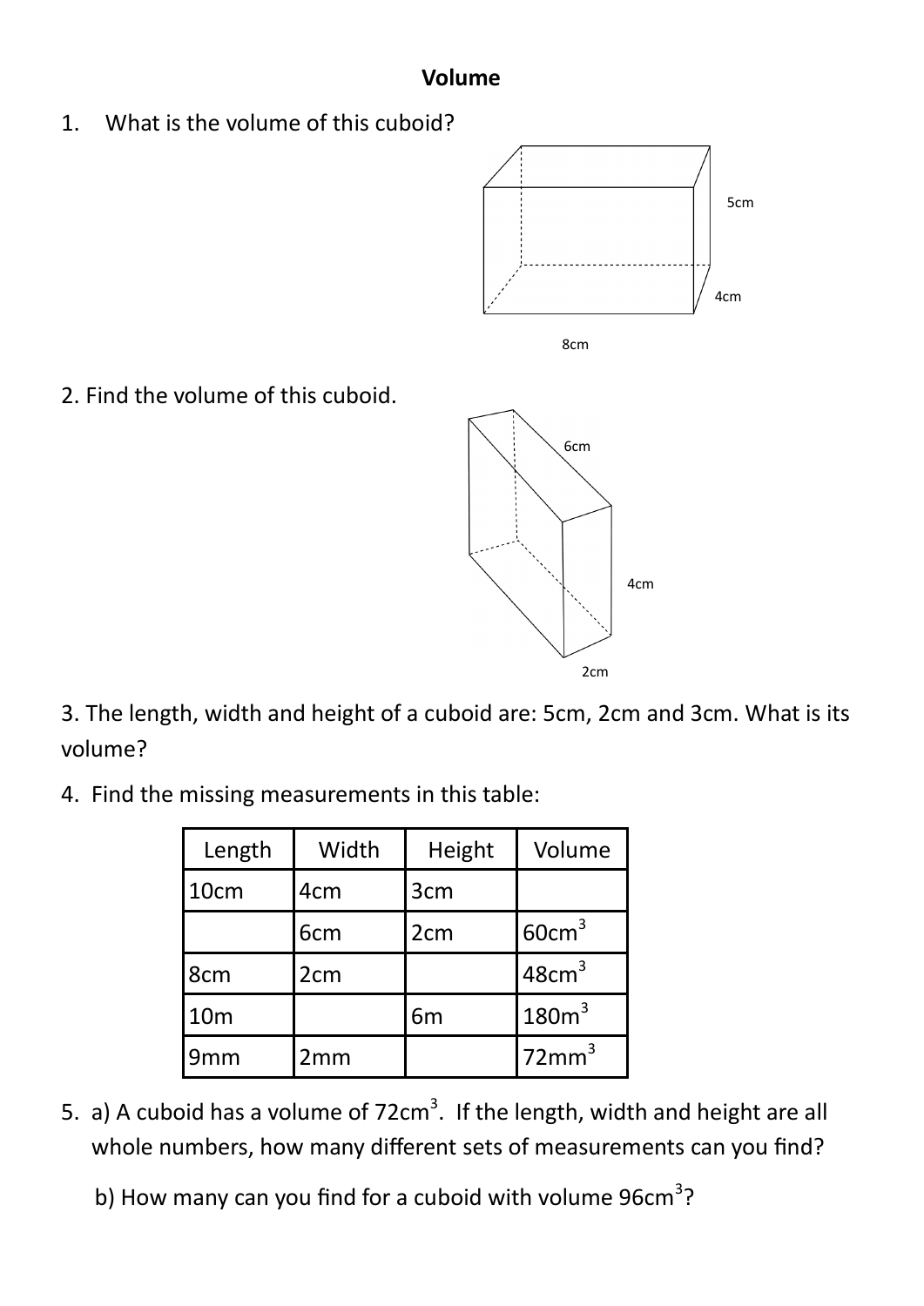# Volume

1. What is the volume of this cuboid?

5cm

4cm

8cm

2. Find the volume of this cuboid.

6cm

4cm

2cm

3. The length, width and height of a cuboid are: 5cm, 2cm and 3cm. What is its volume?

4. Find the missing measurements in this table:

| Length | Width | Height | Volume |
|---|---|---|---|
| 10cm | 4cm | 3cm | |
| | 6cm | 2cm | $60cm^3$ |
| 8cm | 2cm | | $48cm^3$ |
| 10m | | 6m | $180m^3$ |
| 9mm | 2mm | | $72mm^3$ |

5. a) A cuboid has a volume of $72cm^3$. If the length, width and height are all whole numbers, how many different sets of measurements can you find?

   b) How many can you find for a cuboid with volume $96cm^3$?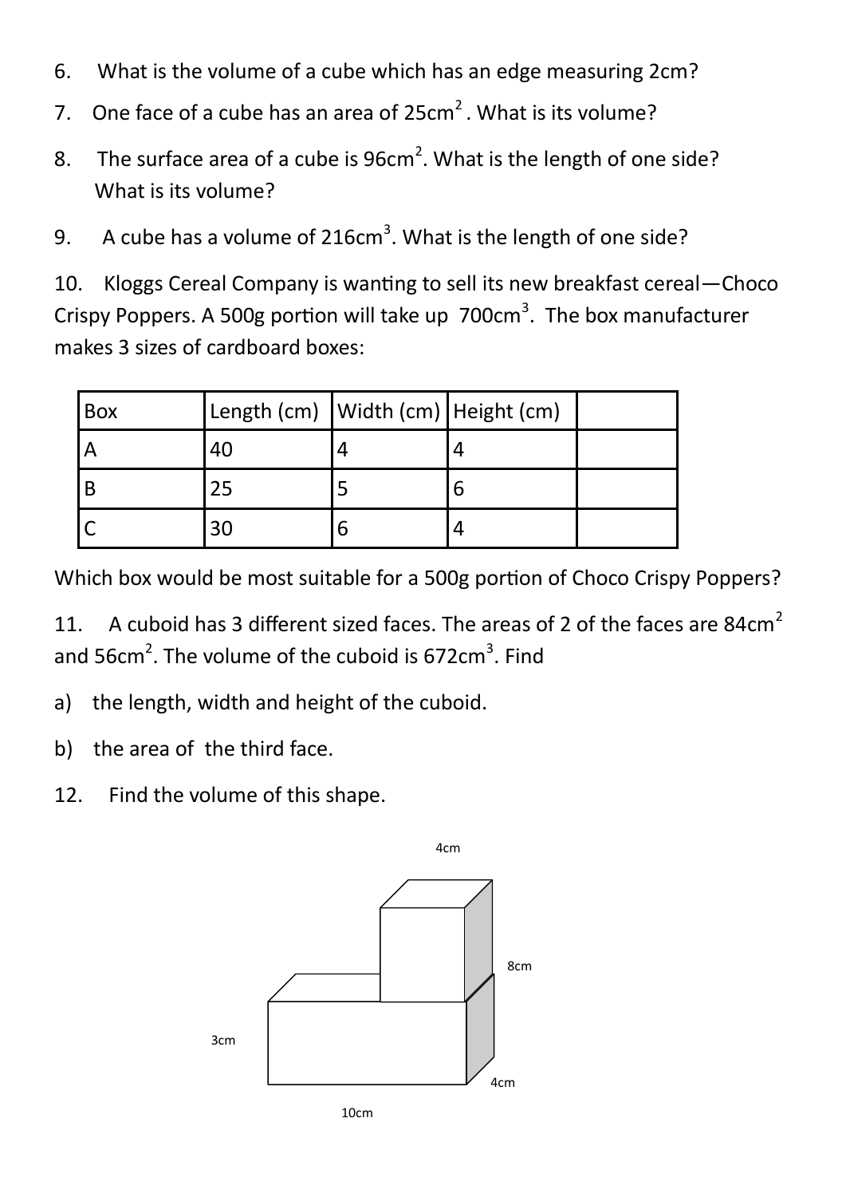6. What is the volume of a cube which has an edge measuring 2cm?

7. One face of a cube has an area of $25\text{cm}^2$. What is its volume?

8. The surface area of a cube is $96\text{cm}^2$. What is the length of one side? What is its volume?

9. A cube has a volume of $216\text{cm}^3$. What is the length of one side?

10. Kloggs Cereal Company is wanting to sell its new breakfast cereal—Choco Crispy Poppers. A 500g portion will take up $700\text{cm}^3$. The box manufacturer makes 3 sizes of cardboard boxes:

| Box | Length (cm) | Width (cm) | Height (cm) | |
|---|---|---|---|---|
| A | 40 | 4 | 4 | |
| B | 25 | 5 | 6 | |
| C | 30 | 6 | 4 | |

Which box would be most suitable for a 500g portion of Choco Crispy Poppers?

11. A cuboid has 3 different sized faces. The areas of 2 of the faces are $84\text{cm}^2$ and $56\text{cm}^2$. The volume of the cuboid is $672\text{cm}^3$. Find

a) the length, width and height of the cuboid.

b) the area of the third face.

12. Find the volume of this shape.

4cm

8cm

3cm

4cm

10cm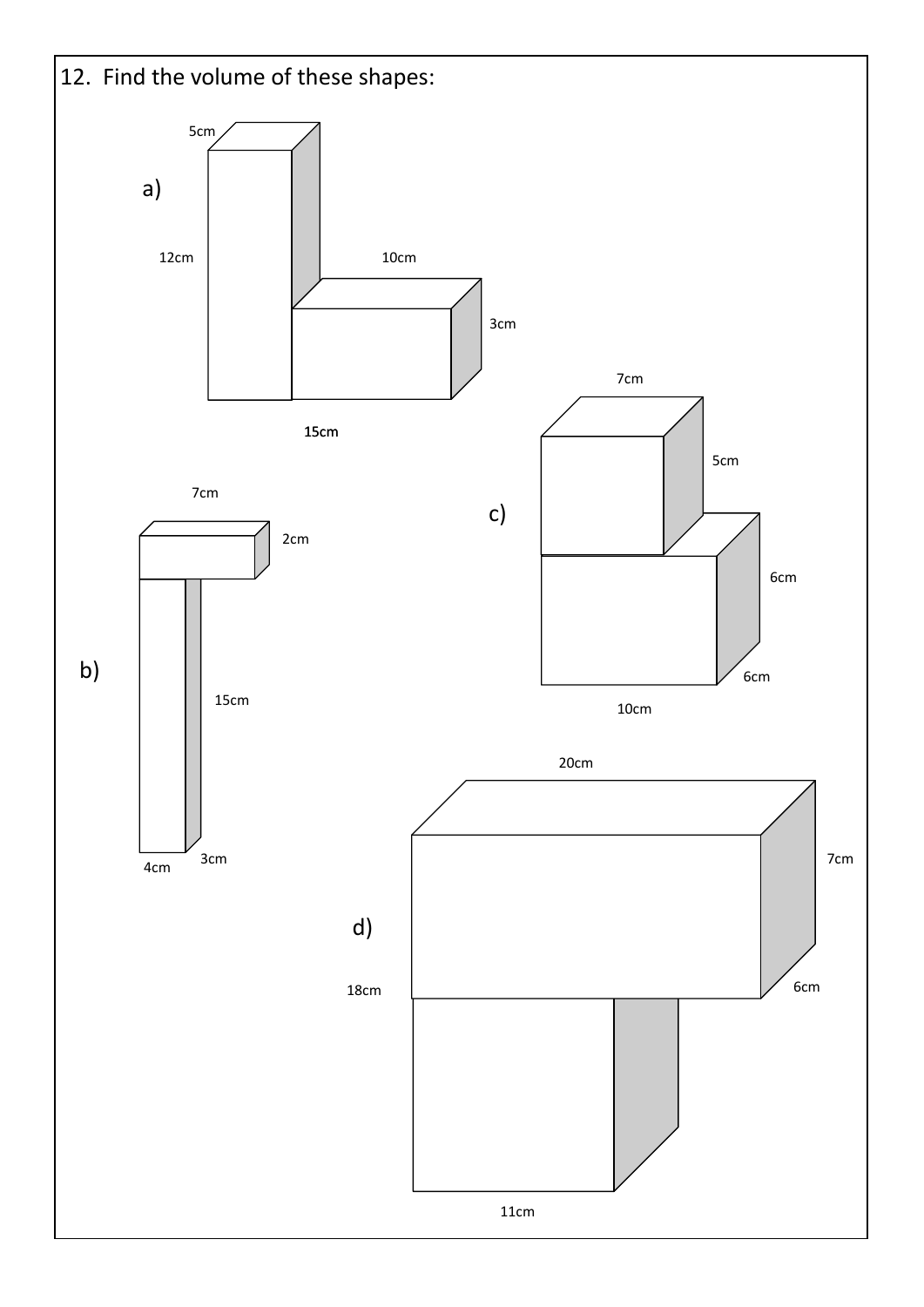12. Find the volume of these shapes:

a)

5cm

12cm

10cm

3cm

15cm

b)

7cm

2cm

15cm

4cm

3cm

c)

7cm

5cm

6cm

6cm

10cm

d)

20cm

7cm

18cm

6cm

11cm